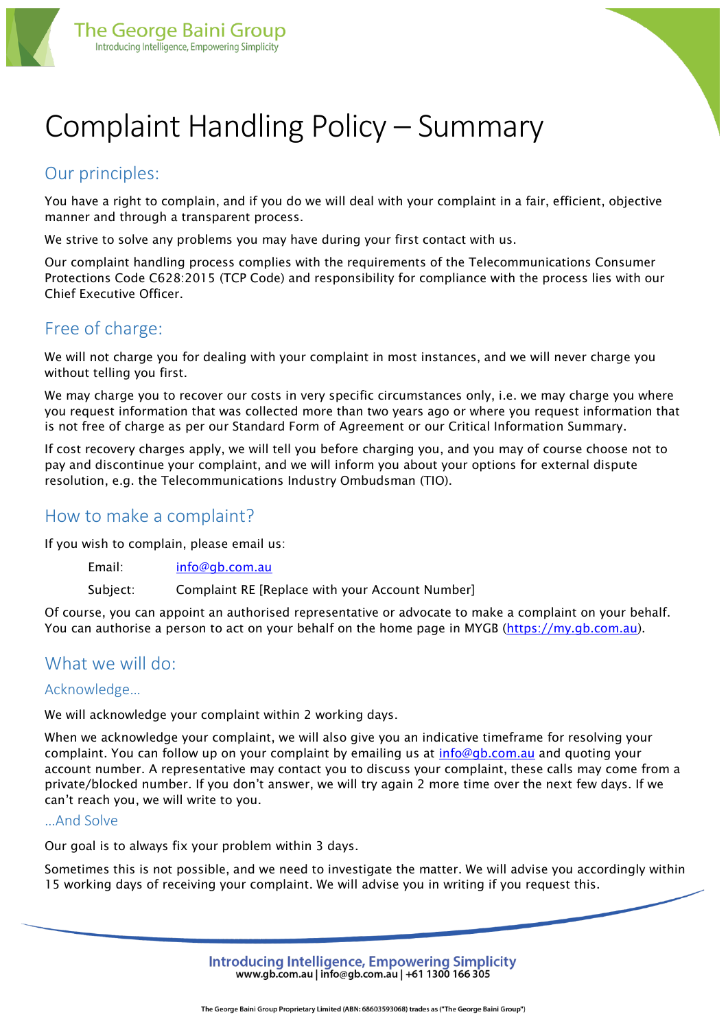# Complaint Handling Policy – Summary

## Our principles:

You have a right to complain, and if you do we will deal with your complaint in a fair, efficient, objective manner and through a transparent process.

We strive to solve any problems you may have during your first contact with us.

Our complaint handling process complies with the requirements of the Telecommunications Consumer Protections Code C628:2015 (TCP Code) and responsibility for compliance with the process lies with our Chief Executive Officer.

## Free of charge:

We will not charge you for dealing with your complaint in most instances, and we will never charge you without telling you first.

We may charge you to recover our costs in very specific circumstances only, i.e. we may charge you where you request information that was collected more than two years ago or where you request information that is not free of charge as per our Standard Form of Agreement or our Critical Information Summary.

If cost recovery charges apply, we will tell you before charging you, and you may of course choose not to pay and discontinue your complaint, and we will inform you about your options for external dispute resolution, e.g. the Telecommunications Industry Ombudsman (TIO).

## How to make a complaint?

If you wish to complain, please email us:

Email: info@gb.com.au

Subject: Complaint RE [Replace with your Account Number]

Of course, you can appoint an authorised representative or advocate to make a complaint on your behalf. You can authorise a person to act on your behalf on the home page in MYGB (https://my.gb.com.au).

## What we will do:

### Acknowledge…

We will acknowledge your complaint within 2 working days.

When we acknowledge your complaint, we will also give you an indicative timeframe for resolving your complaint. You can follow up on your complaint by emailing us at info@gb.com.au and quoting your account number. A representative may contact you to discuss your complaint, these calls may come from a private/blocked number. If you don't answer, we will try again 2 more time over the next few days. If we can't reach you, we will write to you.

### …And Solve

Our goal is to always fix your problem within 3 days.

Sometimes this is not possible, and we need to investigate the matter. We will advise you accordingly within 15 working days of receiving your complaint. We will advise you in writing if you request this.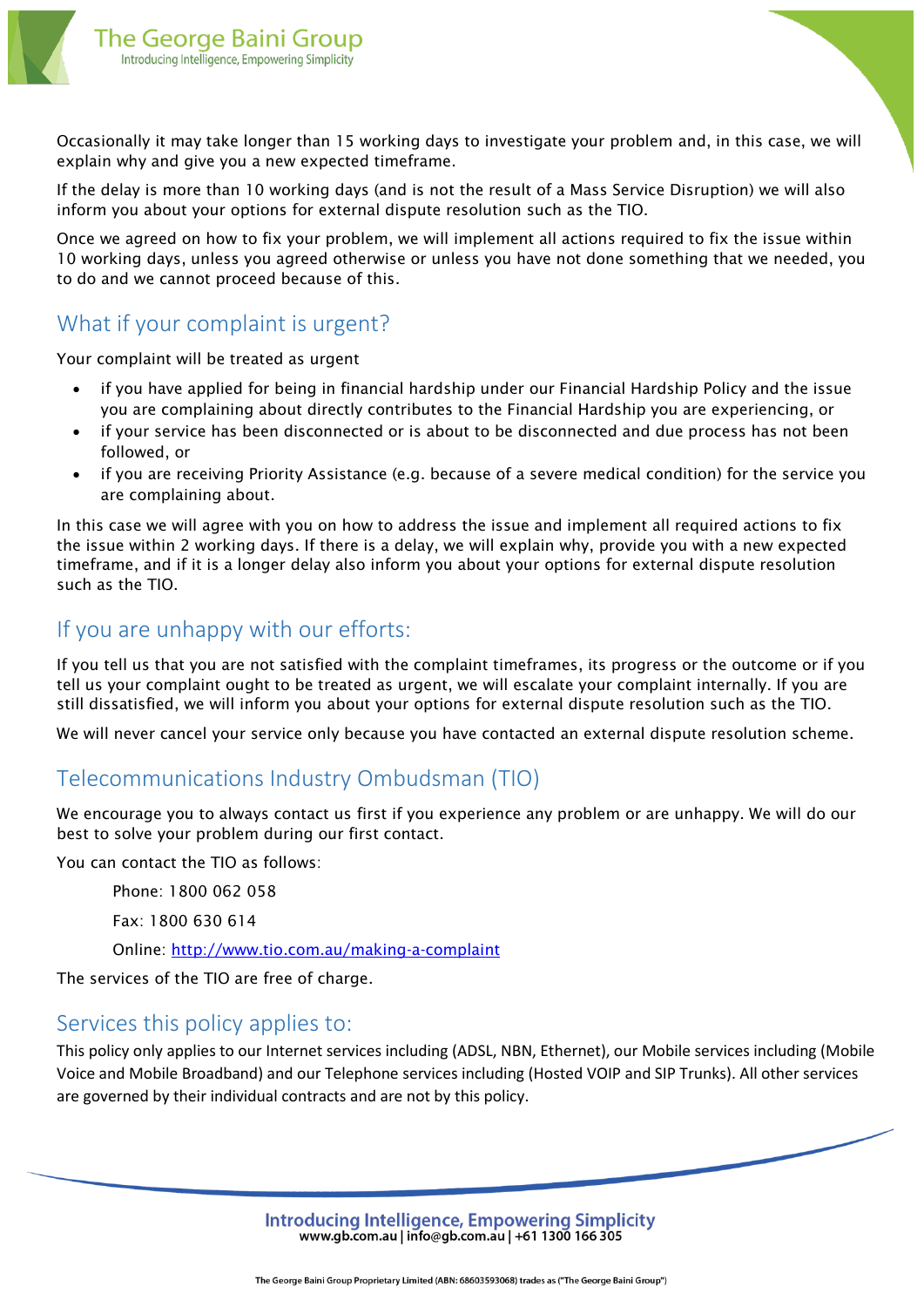Occasionally it may take longer than 15 working days to investigate your problem and, in this case, we will explain why and give you a new expected timeframe.

If the delay is more than 10 working days (and is not the result of a Mass Service Disruption) we will also inform you about your options for external dispute resolution such as the TIO.

Once we agreed on how to fix your problem, we will implement all actions required to fix the issue within 10 working days, unless you agreed otherwise or unless you have not done something that we needed, you to do and we cannot proceed because of this.

## What if your complaint is urgent?

Your complaint will be treated as urgent

- if you have applied for being in financial hardship under our Financial Hardship Policy and the issue you are complaining about directly contributes to the Financial Hardship you are experiencing, or
- if your service has been disconnected or is about to be disconnected and due process has not been followed, or
- if you are receiving Priority Assistance (e.g. because of a severe medical condition) for the service you are complaining about.

In this case we will agree with you on how to address the issue and implement all required actions to fix the issue within 2 working days. If there is a delay, we will explain why, provide you with a new expected timeframe, and if it is a longer delay also inform you about your options for external dispute resolution such as the TIO.

## If you are unhappy with our efforts:

If you tell us that you are not satisfied with the complaint timeframes, its progress or the outcome or if you tell us your complaint ought to be treated as urgent, we will escalate your complaint internally. If you are still dissatisfied, we will inform you about your options for external dispute resolution such as the TIO.

We will never cancel your service only because you have contacted an external dispute resolution scheme.

## Telecommunications Industry Ombudsman (TIO)

We encourage you to always contact us first if you experience any problem or are unhappy. We will do our best to solve your problem during our first contact.

You can contact the TIO as follows:

Phone: 1800 062 058

Fax: 1800 630 614

Online: [http://www.tio.com.au/making-a-complaint](http://www.tio.com.au/making-a-complaint)

The services of the TIO are free of charge.

## Services this policy applies to:

This policy only applies to our Internet services including (ADSL, NBN, Ethernet), our Mobile services including (Mobile Voice and Mobile Broadband) and our Telephone services including (Hosted VOIP and SIP Trunks). All other services are governed by their individual contracts and are not by this policy.